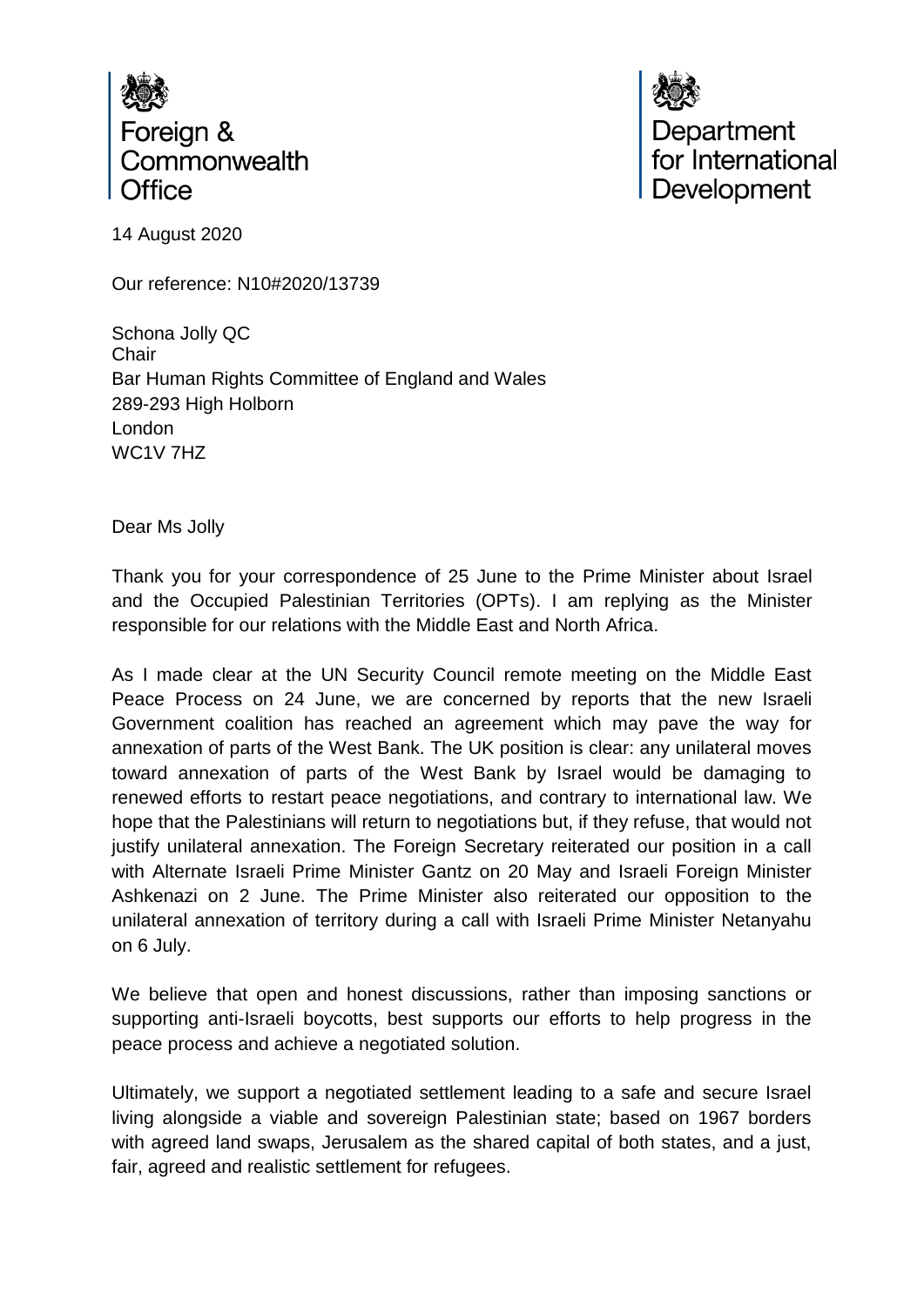Foreign & Commonwealth Office

Department for International Development

14 August 2020

Our reference: N10#2020/13739

Schona Jolly QC
Chair
Bar Human Rights Committee of England and Wales
289-293 High Holborn
London
WC1V 7HZ

Dear Ms Jolly

Thank you for your correspondence of 25 June to the Prime Minister about Israel and the Occupied Palestinian Territories (OPTs). I am replying as the Minister responsible for our relations with the Middle East and North Africa.

As I made clear at the UN Security Council remote meeting on the Middle East Peace Process on 24 June, we are concerned by reports that the new Israeli Government coalition has reached an agreement which may pave the way for annexation of parts of the West Bank. The UK position is clear: any unilateral moves toward annexation of parts of the West Bank by Israel would be damaging to renewed efforts to restart peace negotiations, and contrary to international law. We hope that the Palestinians will return to negotiations but, if they refuse, that would not justify unilateral annexation. The Foreign Secretary reiterated our position in a call with Alternate Israeli Prime Minister Gantz on 20 May and Israeli Foreign Minister Ashkenazi on 2 June. The Prime Minister also reiterated our opposition to the unilateral annexation of territory during a call with Israeli Prime Minister Netanyahu on 6 July.

We believe that open and honest discussions, rather than imposing sanctions or supporting anti-Israeli boycotts, best supports our efforts to help progress in the peace process and achieve a negotiated solution.

Ultimately, we support a negotiated settlement leading to a safe and secure Israel living alongside a viable and sovereign Palestinian state; based on 1967 borders with agreed land swaps, Jerusalem as the shared capital of both states, and a just, fair, agreed and realistic settlement for refugees.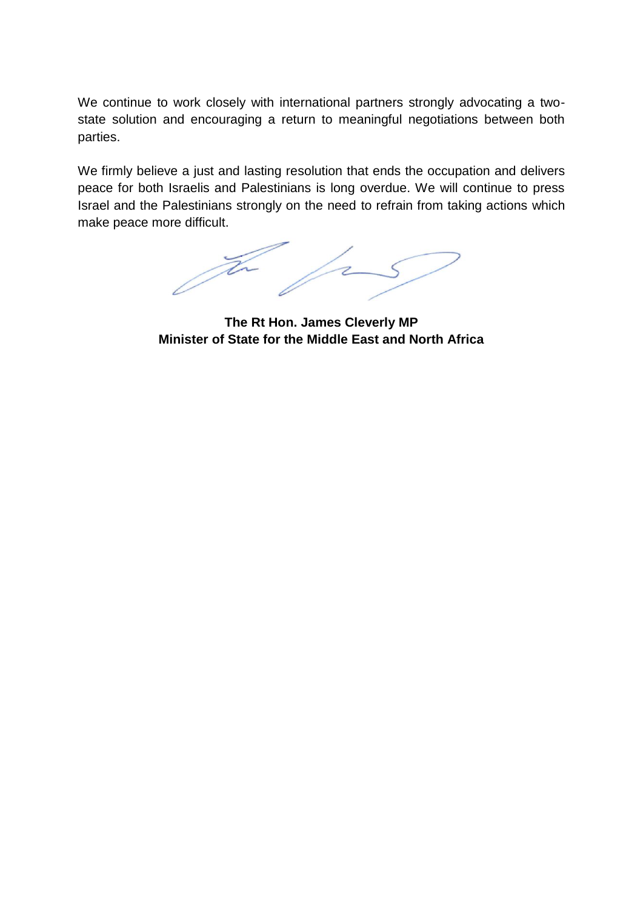We continue to work closely with international partners strongly advocating a two-state solution and encouraging a return to meaningful negotiations between both parties.

We firmly believe a just and lasting resolution that ends the occupation and delivers peace for both Israelis and Palestinians is long overdue. We will continue to press Israel and the Palestinians strongly on the need to refrain from taking actions which make peace more difficult.

**The Rt Hon. James Cleverly MP**
**Minister of State for the Middle East and North Africa**